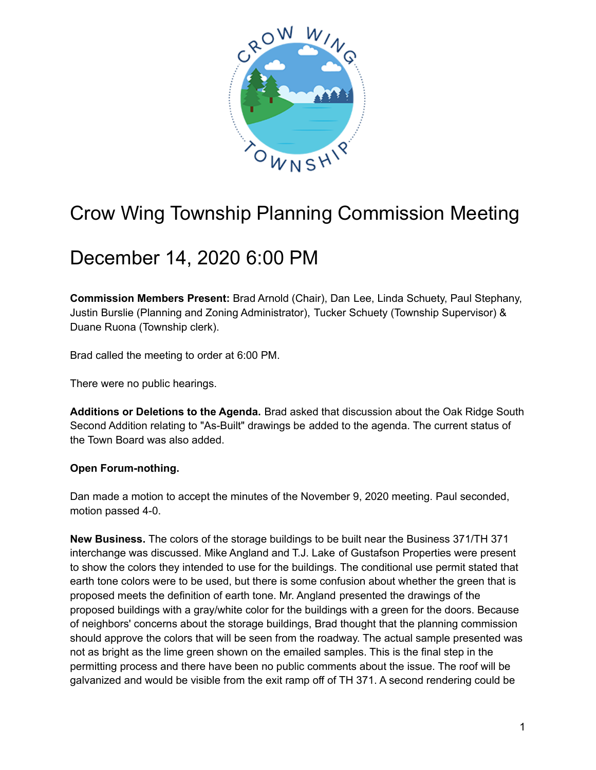# Crow Wing Township Planning Commission Meeting

# December 14, 2020 6:00 PM

**Commission Members Present:** Brad Arnold (Chair), Dan Lee, Linda Schuety, Paul Stephany, Justin Burslie (Planning and Zoning Administrator), Tucker Schuety (Township Supervisor) & Duane Ruona (Township clerk).

Brad called the meeting to order at 6:00 PM.

There were no public hearings.

**Additions or Deletions to the Agenda.** Brad asked that discussion about the Oak Ridge South Second Addition relating to "As-Built" drawings be added to the agenda. The current status of the Town Board was also added.

**Open Forum-nothing.**

Dan made a motion to accept the minutes of the November 9, 2020 meeting. Paul seconded, motion passed 4-0.

**New Business.** The colors of the storage buildings to be built near the Business 371/TH 371 interchange was discussed. Mike Angland and T.J. Lake of Gustafson Properties were present to show the colors they intended to use for the buildings. The conditional use permit stated that earth tone colors were to be used, but there is some confusion about whether the green that is proposed meets the definition of earth tone. Mr. Angland presented the drawings of the proposed buildings with a gray/white color for the buildings with a green for the doors. Because of neighbors' concerns about the storage buildings, Brad thought that the planning commission should approve the colors that will be seen from the roadway. The actual sample presented was not as bright as the lime green shown on the emailed samples. This is the final step in the permitting process and there have been no public comments about the issue. The roof will be galvanized and would be visible from the exit ramp off of TH 371. A second rendering could be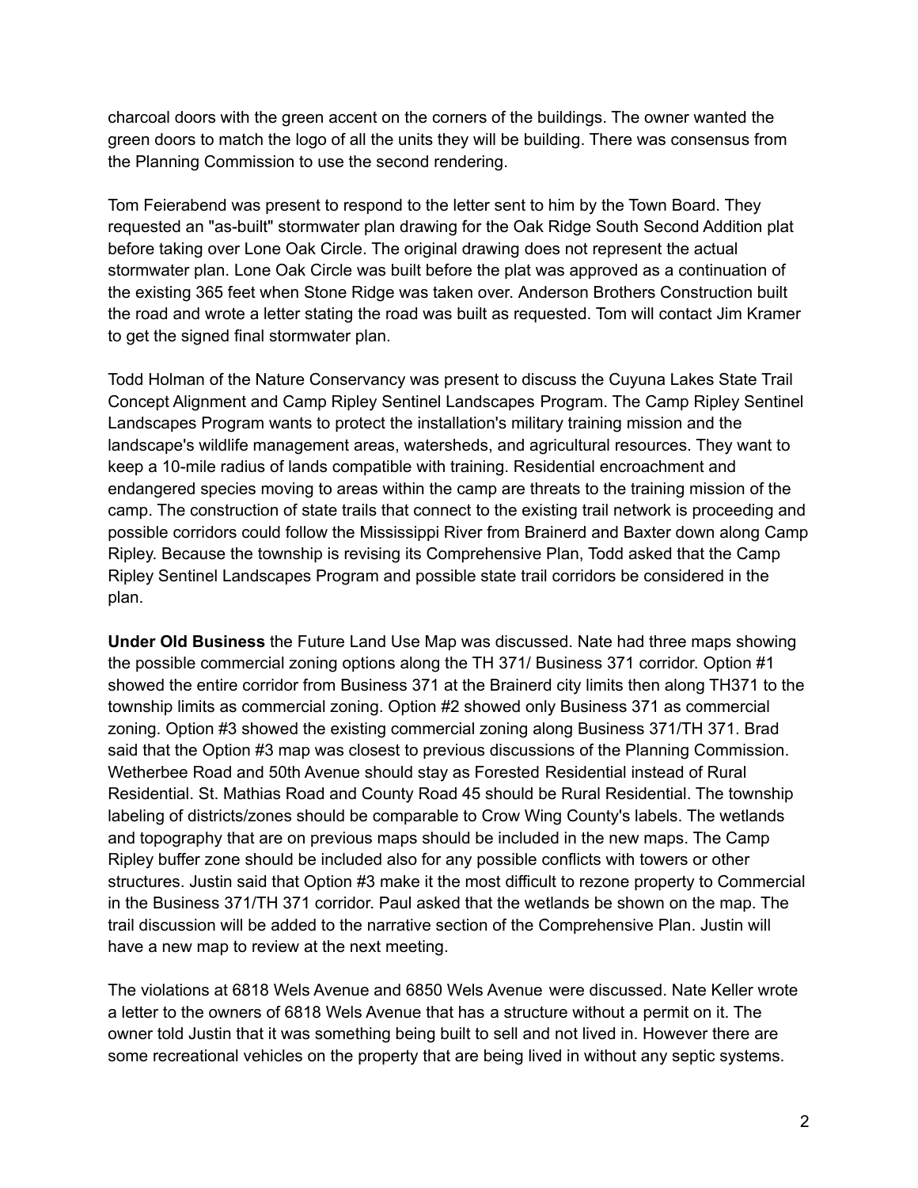charcoal doors with the green accent on the corners of the buildings. The owner wanted the green doors to match the logo of all the units they will be building. There was consensus from the Planning Commission to use the second rendering.

Tom Feierabend was present to respond to the letter sent to him by the Town Board. They requested an "as-built" stormwater plan drawing for the Oak Ridge South Second Addition plat before taking over Lone Oak Circle. The original drawing does not represent the actual stormwater plan. Lone Oak Circle was built before the plat was approved as a continuation of the existing 365 feet when Stone Ridge was taken over. Anderson Brothers Construction built the road and wrote a letter stating the road was built as requested. Tom will contact Jim Kramer to get the signed final stormwater plan.

Todd Holman of the Nature Conservancy was present to discuss the Cuyuna Lakes State Trail Concept Alignment and Camp Ripley Sentinel Landscapes Program. The Camp Ripley Sentinel Landscapes Program wants to protect the installation's military training mission and the landscape's wildlife management areas, watersheds, and agricultural resources. They want to keep a 10-mile radius of lands compatible with training. Residential encroachment and endangered species moving to areas within the camp are threats to the training mission of the camp. The construction of state trails that connect to the existing trail network is proceeding and possible corridors could follow the Mississippi River from Brainerd and Baxter down along Camp Ripley. Because the township is revising its Comprehensive Plan, Todd asked that the Camp Ripley Sentinel Landscapes Program and possible state trail corridors be considered in the plan.

**Under Old Business** the Future Land Use Map was discussed. Nate had three maps showing the possible commercial zoning options along the TH 371/ Business 371 corridor. Option #1 showed the entire corridor from Business 371 at the Brainerd city limits then along TH371 to the township limits as commercial zoning. Option #2 showed only Business 371 as commercial zoning. Option #3 showed the existing commercial zoning along Business 371/TH 371. Brad said that the Option #3 map was closest to previous discussions of the Planning Commission. Wetherbee Road and 50th Avenue should stay as Forested Residential instead of Rural Residential. St. Mathias Road and County Road 45 should be Rural Residential. The township labeling of districts/zones should be comparable to Crow Wing County's labels. The wetlands and topography that are on previous maps should be included in the new maps. The Camp Ripley buffer zone should be included also for any possible conflicts with towers or other structures. Justin said that Option #3 make it the most difficult to rezone property to Commercial in the Business 371/TH 371 corridor. Paul asked that the wetlands be shown on the map. The trail discussion will be added to the narrative section of the Comprehensive Plan. Justin will have a new map to review at the next meeting.

The violations at 6818 Wels Avenue and 6850 Wels Avenue were discussed. Nate Keller wrote a letter to the owners of 6818 Wels Avenue that has a structure without a permit on it. The owner told Justin that it was something being built to sell and not lived in. However there are some recreational vehicles on the property that are being lived in without any septic systems.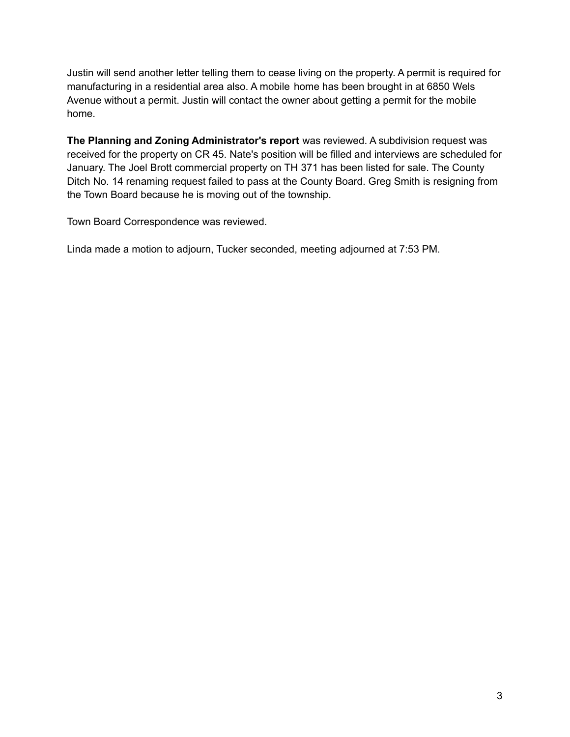Justin will send another letter telling them to cease living on the property. A permit is required for manufacturing in a residential area also. A mobile home has been brought in at 6850 Wels Avenue without a permit. Justin will contact the owner about getting a permit for the mobile home.

**The Planning and Zoning Administrator's report** was reviewed. A subdivision request was received for the property on CR 45. Nate's position will be filled and interviews are scheduled for January. The Joel Brott commercial property on TH 371 has been listed for sale. The County Ditch No. 14 renaming request failed to pass at the County Board. Greg Smith is resigning from the Town Board because he is moving out of the township.

Town Board Correspondence was reviewed.

Linda made a motion to adjourn, Tucker seconded, meeting adjourned at 7:53 PM.